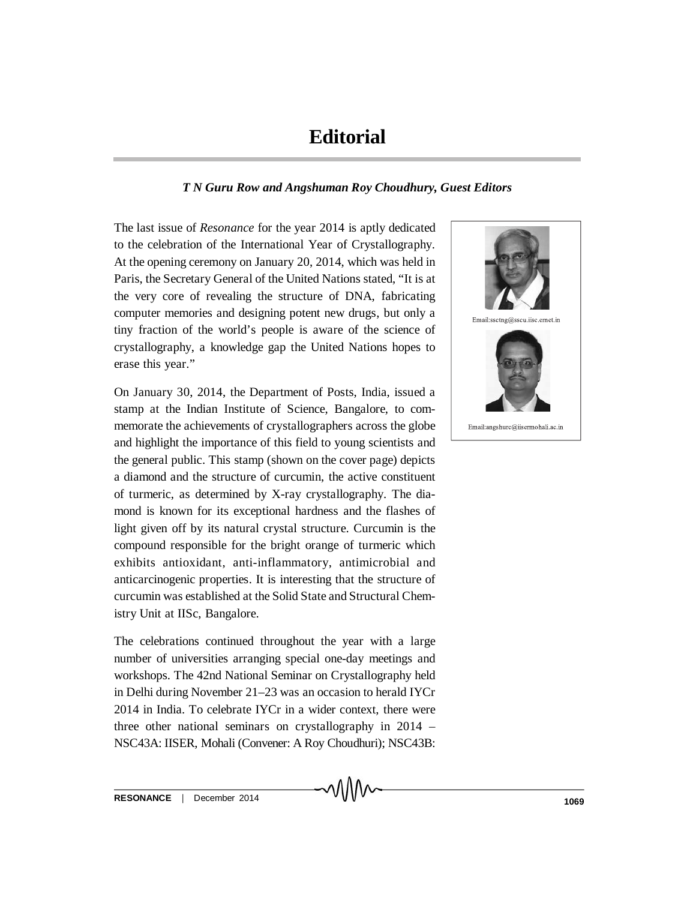# Editorial

***T N Guru Row and Angshuman Roy Choudhury, Guest Editors***

Email:ssctng@sscu.iisc.ernet.in

Email:angshurc@iisermohali.ac.in

The last issue of *Resonance* for the year 2014 is aptly dedicated to the celebration of the International Year of Crystallography. At the opening ceremony on January 20, 2014, which was held in Paris, the Secretary General of the United Nations stated, "It is at the very core of revealing the structure of DNA, fabricating computer memories and designing potent new drugs, but only a tiny fraction of the world's people is aware of the science of crystallography, a knowledge gap the United Nations hopes to erase this year."

On January 30, 2014, the Department of Posts, India, issued a stamp at the Indian Institute of Science, Bangalore, to commemorate the achievements of crystallographers across the globe and highlight the importance of this field to young scientists and the general public. This stamp (shown on the cover page) depicts a diamond and the structure of curcumin, the active constituent of turmeric, as determined by X-ray crystallography. The diamond is known for its exceptional hardness and the flashes of light given off by its natural crystal structure. Curcumin is the compound responsible for the bright orange of turmeric which exhibits antioxidant, anti-inflammatory, antimicrobial and anticarcinogenic properties. It is interesting that the structure of curcumin was established at the Solid State and Structural Chemistry Unit at IISc, Bangalore.

The celebrations continued throughout the year with a large number of universities arranging special one-day meetings and workshops. The 42nd National Seminar on Crystallography held in Delhi during November 21–23 was an occasion to herald IYCr 2014 in India. To celebrate IYCr in a wider context, there were three other national seminars on crystallography in 2014 – NSC43A: IISER, Mohali (Convener: A Roy Choudhuri); NSC43B: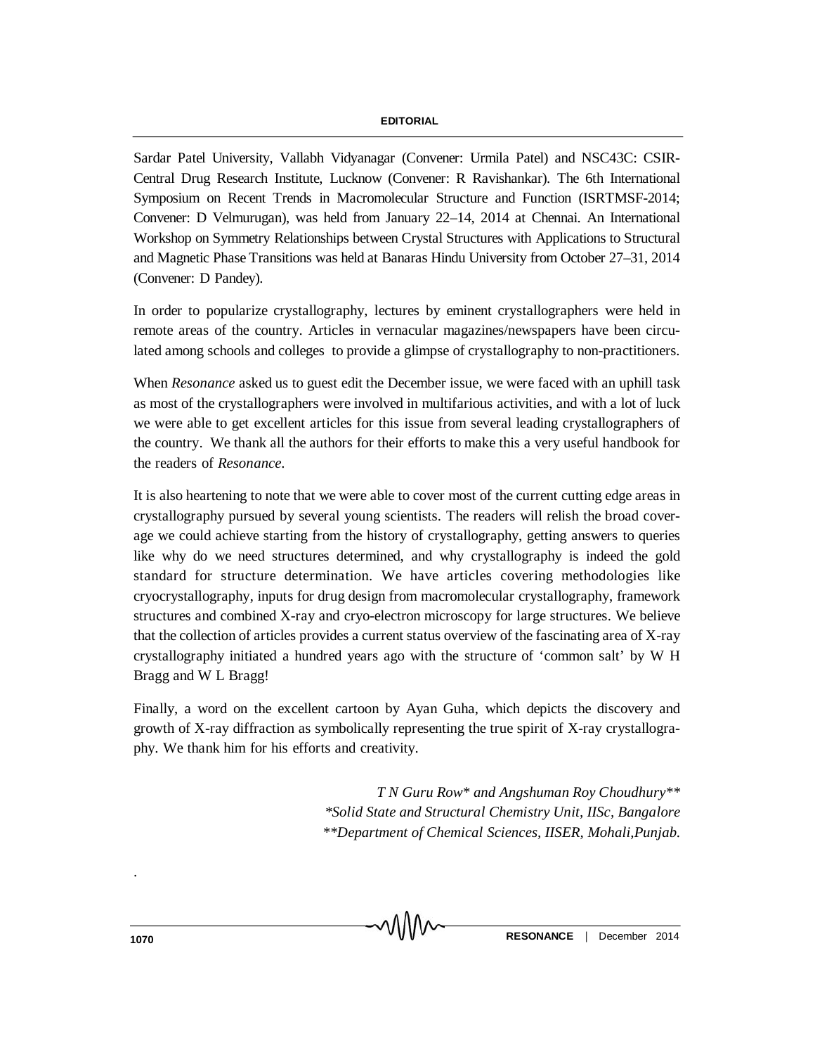Sardar Patel University, Vallabh Vidyanagar (Convener: Urmila Patel) and NSC43C: CSIR-Central Drug Research Institute, Lucknow (Convener: R Ravishankar). The 6th International Symposium on Recent Trends in Macromolecular Structure and Function (ISRTMSF-2014; Convener: D Velmurugan), was held from January 22–14, 2014 at Chennai. An International Workshop on Symmetry Relationships between Crystal Structures with Applications to Structural and Magnetic Phase Transitions was held at Banaras Hindu University from October 27–31, 2014 (Convener: D Pandey).

In order to popularize crystallography, lectures by eminent crystallographers were held in remote areas of the country. Articles in vernacular magazines/newspapers have been circulated among schools and colleges to provide a glimpse of crystallography to non-practitioners.

When *Resonance* asked us to guest edit the December issue, we were faced with an uphill task as most of the crystallographers were involved in multifarious activities, and with a lot of luck we were able to get excellent articles for this issue from several leading crystallographers of the country. We thank all the authors for their efforts to make this a very useful handbook for the readers of *Resonance*.

It is also heartening to note that we were able to cover most of the current cutting edge areas in crystallography pursued by several young scientists. The readers will relish the broad coverage we could achieve starting from the history of crystallography, getting answers to queries like why do we need structures determined, and why crystallography is indeed the gold standard for structure determination. We have articles covering methodologies like cryocrystallography, inputs for drug design from macromolecular crystallography, framework structures and combined X-ray and cryo-electron microscopy for large structures. We believe that the collection of articles provides a current status overview of the fascinating area of X-ray crystallography initiated a hundred years ago with the structure of 'common salt' by W H Bragg and W L Bragg!

Finally, a word on the excellent cartoon by Ayan Guha, which depicts the discovery and growth of X-ray diffraction as symbolically representing the true spirit of X-ray crystallography. We thank him for his efforts and creativity.

*T N Guru Row\* and Angshuman Roy Choudhury\*\**
*\*Solid State and Structural Chemistry Unit, IISc, Bangalore*
*\*\*Department of Chemical Sciences, IISER, Mohali,Punjab.*